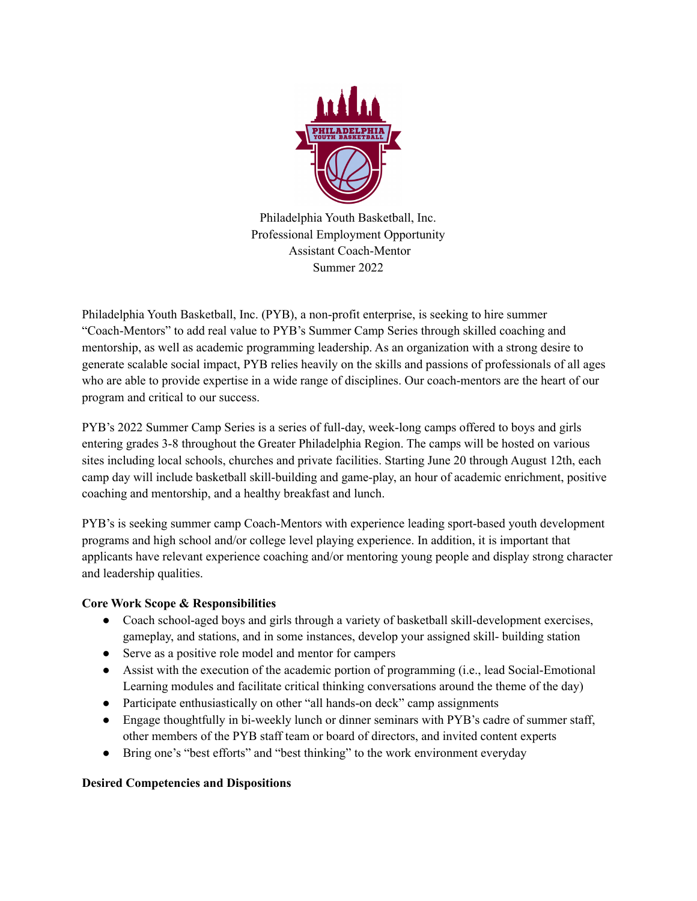Philadelphia Youth Basketball, Inc.
Professional Employment Opportunity
Assistant Coach-Mentor
Summer 2022

Philadelphia Youth Basketball, Inc. (PYB), a non-profit enterprise, is seeking to hire summer "Coach-Mentors" to add real value to PYB's Summer Camp Series through skilled coaching and mentorship, as well as academic programming leadership. As an organization with a strong desire to generate scalable social impact, PYB relies heavily on the skills and passions of professionals of all ages who are able to provide expertise in a wide range of disciplines. Our coach-mentors are the heart of our program and critical to our success.

PYB's 2022 Summer Camp Series is a series of full-day, week-long camps offered to boys and girls entering grades 3-8 throughout the Greater Philadelphia Region. The camps will be hosted on various sites including local schools, churches and private facilities. Starting June 20 through August 12th, each camp day will include basketball skill-building and game-play, an hour of academic enrichment, positive coaching and mentorship, and a healthy breakfast and lunch.

PYB's is seeking summer camp Coach-Mentors with experience leading sport-based youth development programs and high school and/or college level playing experience. In addition, it is important that applicants have relevant experience coaching and/or mentoring young people and display strong character and leadership qualities.

**Core Work Scope & Responsibilities**

- Coach school-aged boys and girls through a variety of basketball skill-development exercises, gameplay, and stations, and in some instances, develop your assigned skill- building station
- Serve as a positive role model and mentor for campers
- Assist with the execution of the academic portion of programming (i.e., lead Social-Emotional Learning modules and facilitate critical thinking conversations around the theme of the day)
- Participate enthusiastically on other "all hands-on deck" camp assignments
- Engage thoughtfully in bi-weekly lunch or dinner seminars with PYB's cadre of summer staff, other members of the PYB staff team or board of directors, and invited content experts
- Bring one's "best efforts" and "best thinking" to the work environment everyday

**Desired Competencies and Dispositions**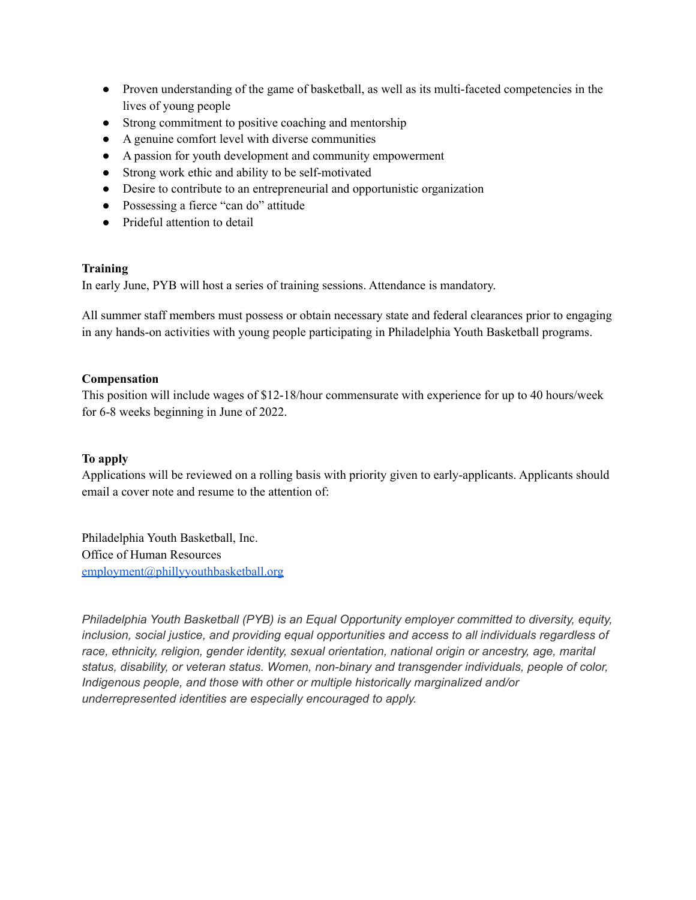- Proven understanding of the game of basketball, as well as its multi-faceted competencies in the lives of young people
- Strong commitment to positive coaching and mentorship
- A genuine comfort level with diverse communities
- A passion for youth development and community empowerment
- Strong work ethic and ability to be self-motivated
- Desire to contribute to an entrepreneurial and opportunistic organization
- Possessing a fierce "can do" attitude
- Prideful attention to detail

**Training**

In early June, PYB will host a series of training sessions. Attendance is mandatory.

All summer staff members must possess or obtain necessary state and federal clearances prior to engaging in any hands-on activities with young people participating in Philadelphia Youth Basketball programs.

**Compensation**

This position will include wages of $12-18/hour commensurate with experience for up to 40 hours/week for 6-8 weeks beginning in June of 2022.

**To apply**

Applications will be reviewed on a rolling basis with priority given to early-applicants. Applicants should email a cover note and resume to the attention of:

Philadelphia Youth Basketball, Inc.
Office of Human Resources
[employment@phillyyouthbasketball.org](mailto:employment@phillyyouthbasketball.org)

*Philadelphia Youth Basketball (PYB) is an Equal Opportunity employer committed to diversity, equity, inclusion, social justice, and providing equal opportunities and access to all individuals regardless of race, ethnicity, religion, gender identity, sexual orientation, national origin or ancestry, age, marital status, disability, or veteran status. Women, non-binary and transgender individuals, people of color, Indigenous people, and those with other or multiple historically marginalized and/or underrepresented identities are especially encouraged to apply.*